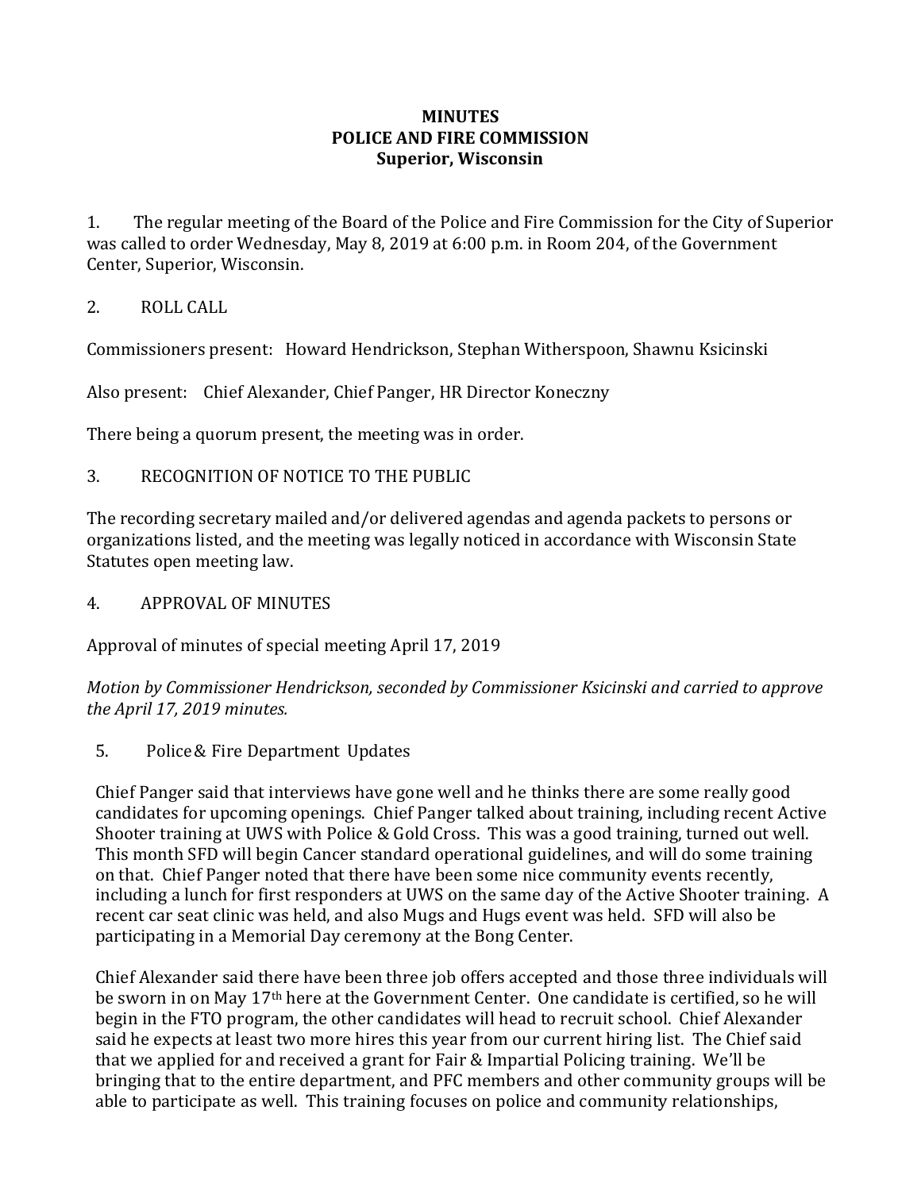**MINUTES**
**POLICE AND FIRE COMMISSION**
**Superior, Wisconsin**

1. The regular meeting of the Board of the Police and Fire Commission for the City of Superior was called to order Wednesday, May 8, 2019 at 6:00 p.m. in Room 204, of the Government Center, Superior, Wisconsin.

2. ROLL CALL

Commissioners present: Howard Hendrickson, Stephan Witherspoon, Shawnu Ksicinski

Also present: Chief Alexander, Chief Panger, HR Director Koneczny

There being a quorum present, the meeting was in order.

3. RECOGNITION OF NOTICE TO THE PUBLIC

The recording secretary mailed and/or delivered agendas and agenda packets to persons or organizations listed, and the meeting was legally noticed in accordance with Wisconsin State Statutes open meeting law.

4. APPROVAL OF MINUTES

Approval of minutes of special meeting April 17, 2019

*Motion by Commissioner Hendrickson, seconded by Commissioner Ksicinski and carried to approve the April 17, 2019 minutes.*

5. Police & Fire Department Updates

Chief Panger said that interviews have gone well and he thinks there are some really good candidates for upcoming openings. Chief Panger talked about training, including recent Active Shooter training at UWS with Police & Gold Cross. This was a good training, turned out well. This month SFD will begin Cancer standard operational guidelines, and will do some training on that. Chief Panger noted that there have been some nice community events recently, including a lunch for first responders at UWS on the same day of the Active Shooter training. A recent car seat clinic was held, and also Mugs and Hugs event was held. SFD will also be participating in a Memorial Day ceremony at the Bong Center.

Chief Alexander said there have been three job offers accepted and those three individuals will be sworn in on May 17th here at the Government Center. One candidate is certified, so he will begin in the FTO program, the other candidates will head to recruit school. Chief Alexander said he expects at least two more hires this year from our current hiring list. The Chief said that we applied for and received a grant for Fair & Impartial Policing training. We'll be bringing that to the entire department, and PFC members and other community groups will be able to participate as well. This training focuses on police and community relationships,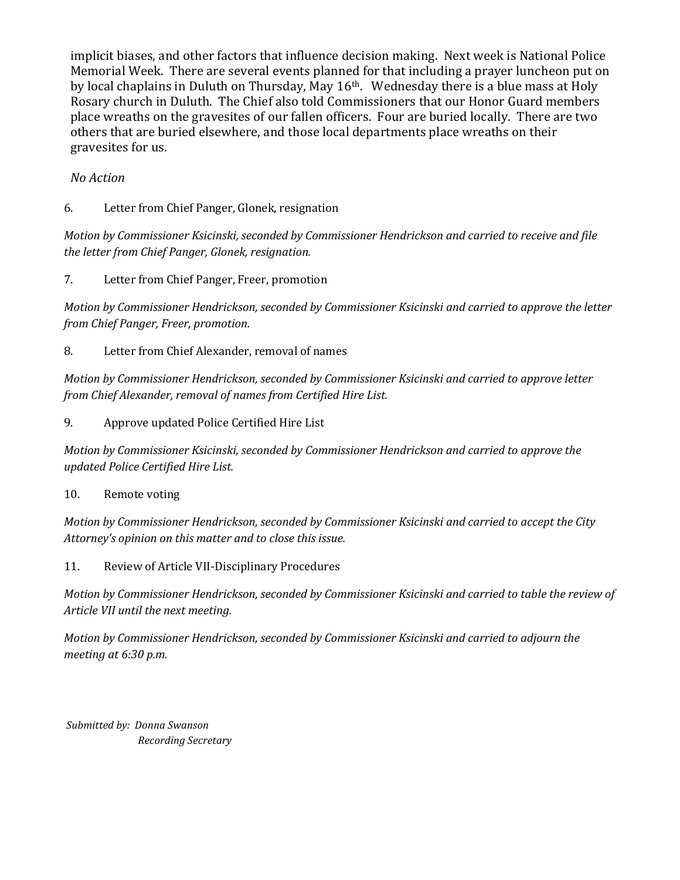implicit biases, and other factors that influence decision making. Next week is National Police Memorial Week. There are several events planned for that including a prayer luncheon put on by local chaplains in Duluth on Thursday, May 16th. Wednesday there is a blue mass at Holy Rosary church in Duluth. The Chief also told Commissioners that our Honor Guard members place wreaths on the gravesites of our fallen officers. Four are buried locally. There are two others that are buried elsewhere, and those local departments place wreaths on their gravesites for us.

*No Action*

6. Letter from Chief Panger, Glonek, resignation

*Motion by Commissioner Ksicinski, seconded by Commissioner Hendrickson and carried to receive and file the letter from Chief Panger, Glonek, resignation.*

7. Letter from Chief Panger, Freer, promotion

*Motion by Commissioner Hendrickson, seconded by Commissioner Ksicinski and carried to approve the letter from Chief Panger, Freer, promotion.*

8. Letter from Chief Alexander, removal of names

*Motion by Commissioner Hendrickson, seconded by Commissioner Ksicinski and carried to approve letter from Chief Alexander, removal of names from Certified Hire List.*

9. Approve updated Police Certified Hire List

*Motion by Commissioner Ksicinski, seconded by Commissioner Hendrickson and carried to approve the updated Police Certified Hire List.*

10. Remote voting

*Motion by Commissioner Hendrickson, seconded by Commissioner Ksicinski and carried to accept the City Attorney's opinion on this matter and to close this issue.*

11. Review of Article VII-Disciplinary Procedures

*Motion by Commissioner Hendrickson, seconded by Commissioner Ksicinski and carried to table the review of Article VII until the next meeting.*

*Motion by Commissioner Hendrickson, seconded by Commissioner Ksicinski and carried to adjourn the meeting at 6:30 p.m.*

*Submitted by: Donna Swanson*
*Recording Secretary*